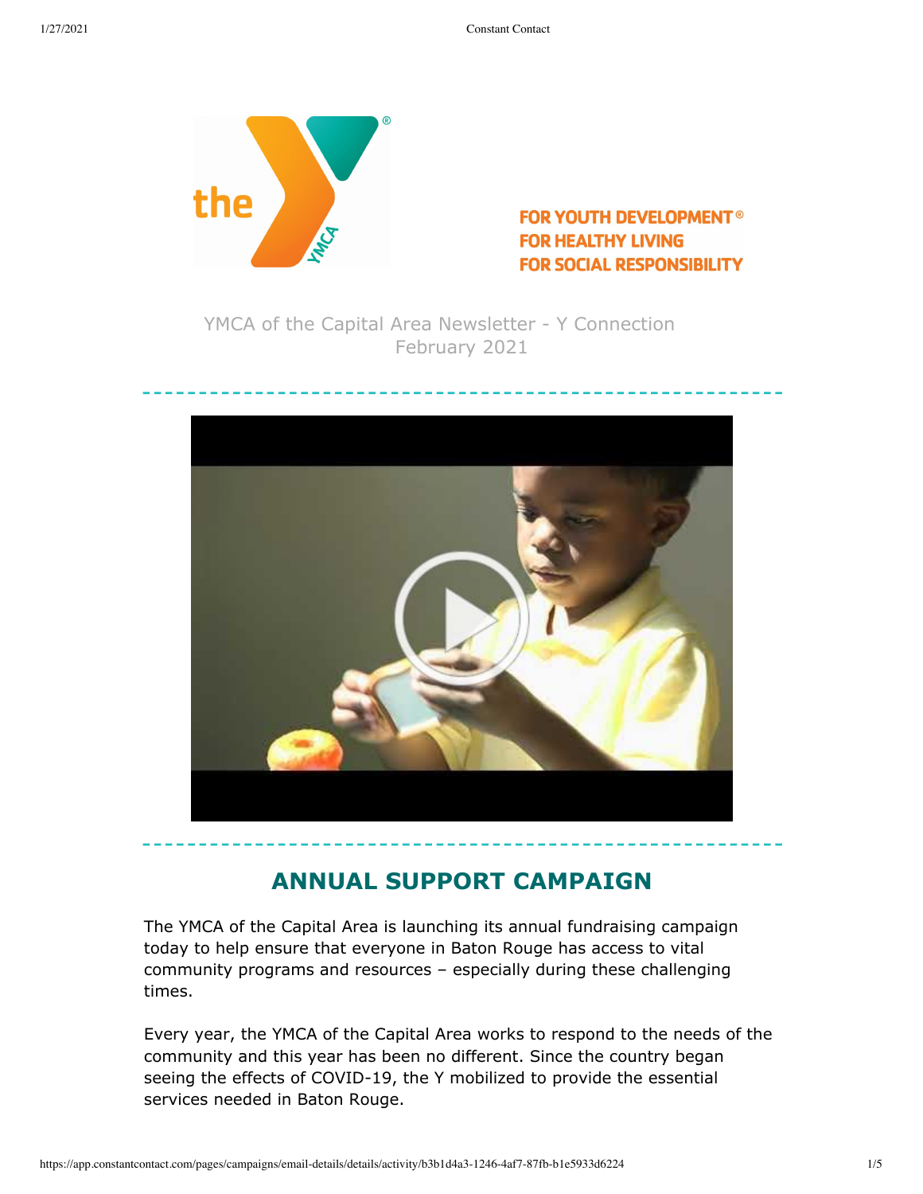FOR YOUTH DEVELOPMENT®
FOR HEALTHY LIVING
FOR SOCIAL RESPONSIBILITY

YMCA of the Capital Area Newsletter - Y Connection
February 2021

## ANNUAL SUPPORT CAMPAIGN

The YMCA of the Capital Area is launching its annual fundraising campaign today to help ensure that everyone in Baton Rouge has access to vital community programs and resources – especially during these challenging times.

Every year, the YMCA of the Capital Area works to respond to the needs of the community and this year has been no different. Since the country began seeing the effects of COVID-19, the Y mobilized to provide the essential services needed in Baton Rouge.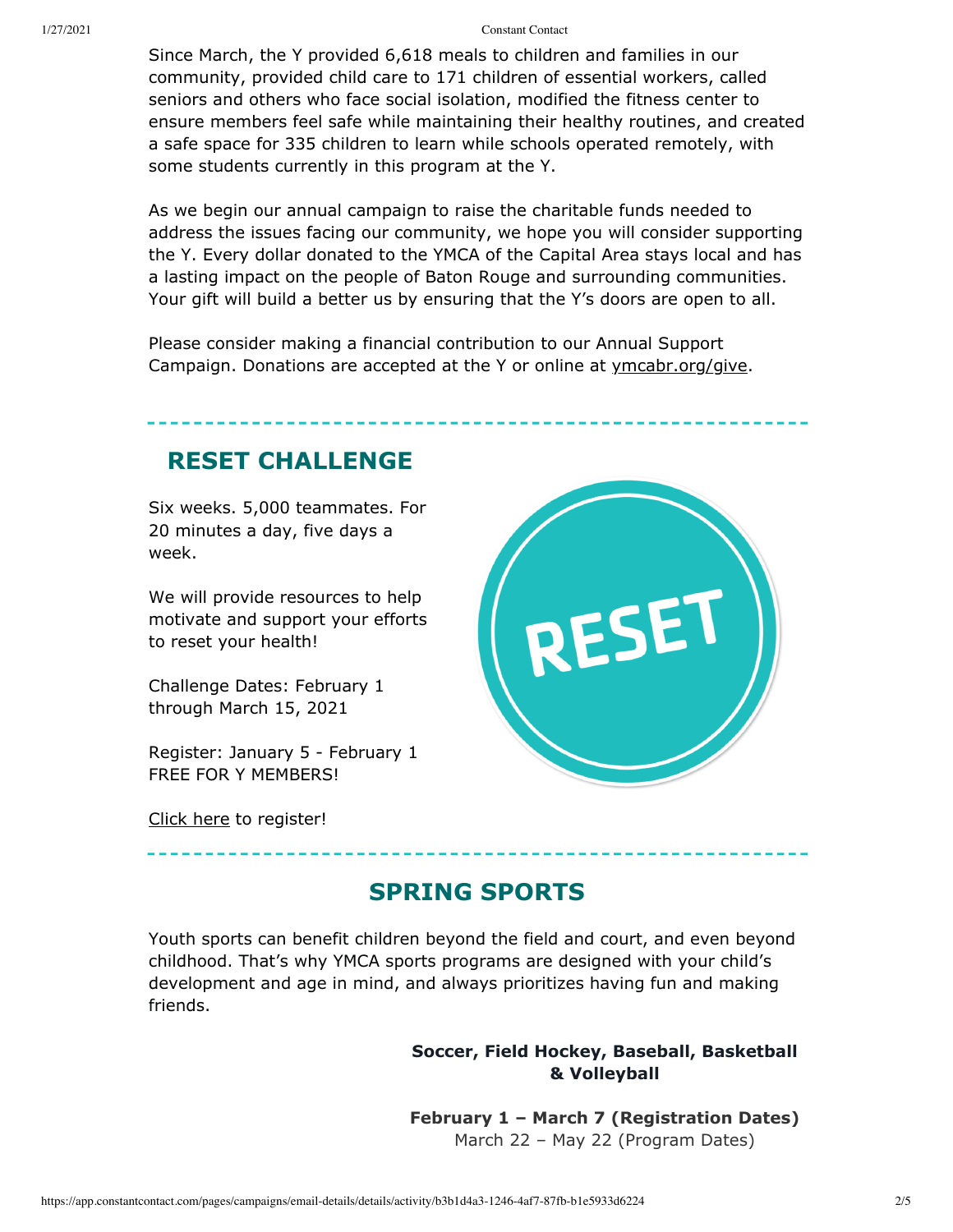Since March, the Y provided 6,618 meals to children and families in our community, provided child care to 171 children of essential workers, called seniors and others who face social isolation, modified the fitness center to ensure members feel safe while maintaining their healthy routines, and created a safe space for 335 children to learn while schools operated remotely, with some students currently in this program at the Y.

As we begin our annual campaign to raise the charitable funds needed to address the issues facing our community, we hope you will consider supporting the Y. Every dollar donated to the YMCA of the Capital Area stays local and has a lasting impact on the people of Baton Rouge and surrounding communities. Your gift will build a better us by ensuring that the Y's doors are open to all.

Please consider making a financial contribution to our Annual Support Campaign. Donations are accepted at the Y or online at ymcabr.org/give.

## RESET CHALLENGE

Six weeks. 5,000 teammates. For 20 minutes a day, five days a week.

We will provide resources to help motivate and support your efforts to reset your health!

Challenge Dates: February 1 through March 15, 2021

Register: January 5 - February 1
FREE FOR Y MEMBERS!

Click here to register!

## SPRING SPORTS

Youth sports can benefit children beyond the field and court, and even beyond childhood. That's why YMCA sports programs are designed with your child's development and age in mind, and always prioritizes having fun and making friends.

**Soccer, Field Hockey, Baseball, Basketball & Volleyball**

**February 1 – March 7 (Registration Dates)**
March 22 – May 22 (Program Dates)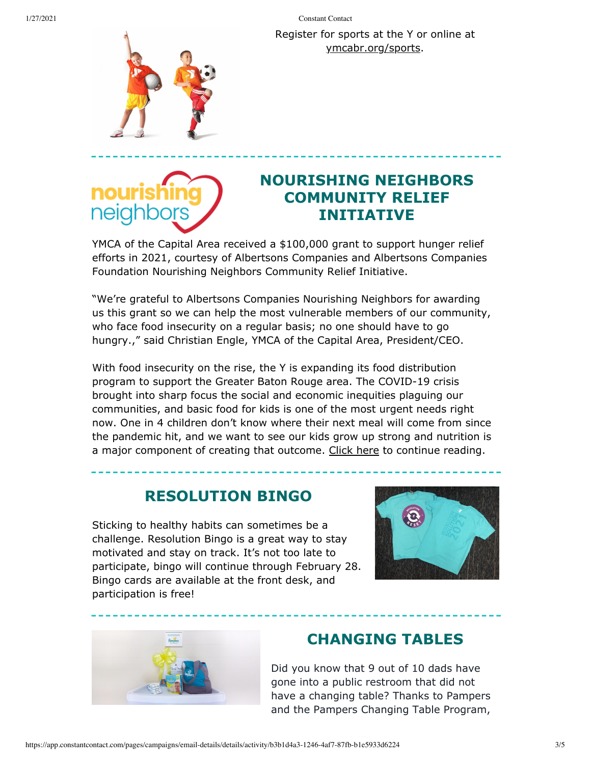Register for sports at the Y or online at ymcabr.org/sports.

## NOURISHING NEIGHBORS COMMUNITY RELIEF INITIATIVE

YMCA of the Capital Area received a $100,000 grant to support hunger relief efforts in 2021, courtesy of Albertsons Companies and Albertsons Companies Foundation Nourishing Neighbors Community Relief Initiative.

"We're grateful to Albertsons Companies Nourishing Neighbors for awarding us this grant so we can help the most vulnerable members of our community, who face food insecurity on a regular basis; no one should have to go hungry.," said Christian Engle, YMCA of the Capital Area, President/CEO.

With food insecurity on the rise, the Y is expanding its food distribution program to support the Greater Baton Rouge area. The COVID-19 crisis brought into sharp focus the social and economic inequities plaguing our communities, and basic food for kids is one of the most urgent needs right now. One in 4 children don't know where their next meal will come from since the pandemic hit, and we want to see our kids grow up strong and nutrition is a major component of creating that outcome. Click here to continue reading.

## RESOLUTION BINGO

Sticking to healthy habits can sometimes be a challenge. Resolution Bingo is a great way to stay motivated and stay on track. It's not too late to participate, bingo will continue through February 28. Bingo cards are available at the front desk, and participation is free!

## CHANGING TABLES

Did you know that 9 out of 10 dads have gone into a public restroom that did not have a changing table? Thanks to Pampers and the Pampers Changing Table Program,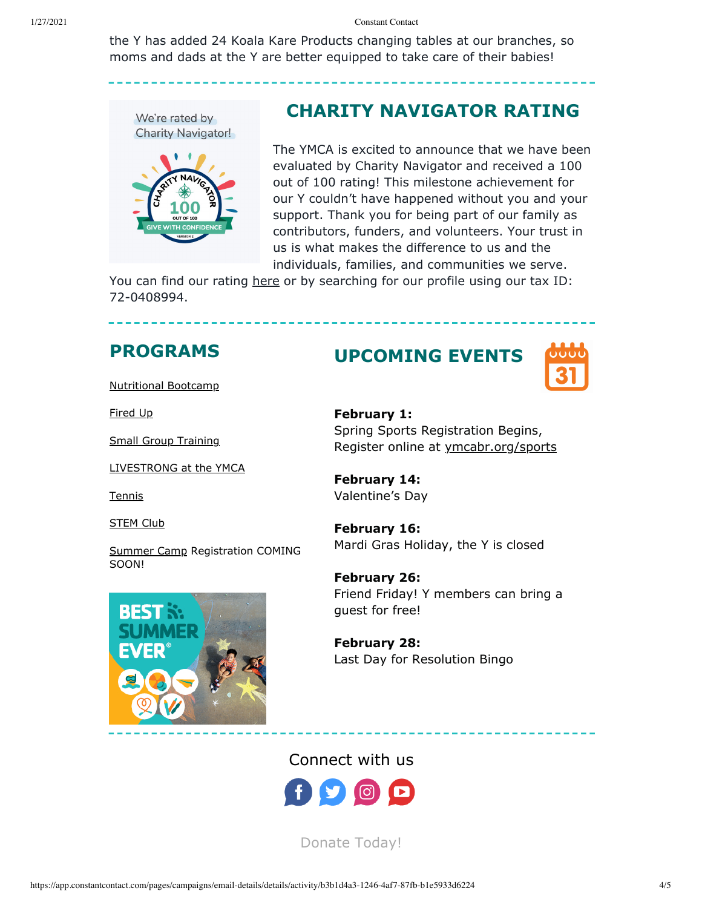the Y has added 24 Koala Kare Products changing tables at our branches, so moms and dads at the Y are better equipped to take care of their babies!

## CHARITY NAVIGATOR RATING

The YMCA is excited to announce that we have been evaluated by Charity Navigator and received a 100 out of 100 rating! This milestone achievement for our Y couldn't have happened without you and your support. Thank you for being part of our family as contributors, funders, and volunteers. Your trust in us is what makes the difference to us and the individuals, families, and communities we serve. You can find our rating here or by searching for our profile using our tax ID: 72-0408994.

## PROGRAMS

Nutritional Bootcamp

Fired Up

Small Group Training

LIVESTRONG at the YMCA

Tennis

STEM Club

Summer Camp Registration COMING SOON!

## UPCOMING EVENTS

**February 1:**
Spring Sports Registration Begins, Register online at ymcabr.org/sports

**February 14:**
Valentine's Day

**February 16:**
Mardi Gras Holiday, the Y is closed

**February 26:**
Friend Friday! Y members can bring a guest for free!

**February 28:**
Last Day for Resolution Bingo

Connect with us

Donate Today!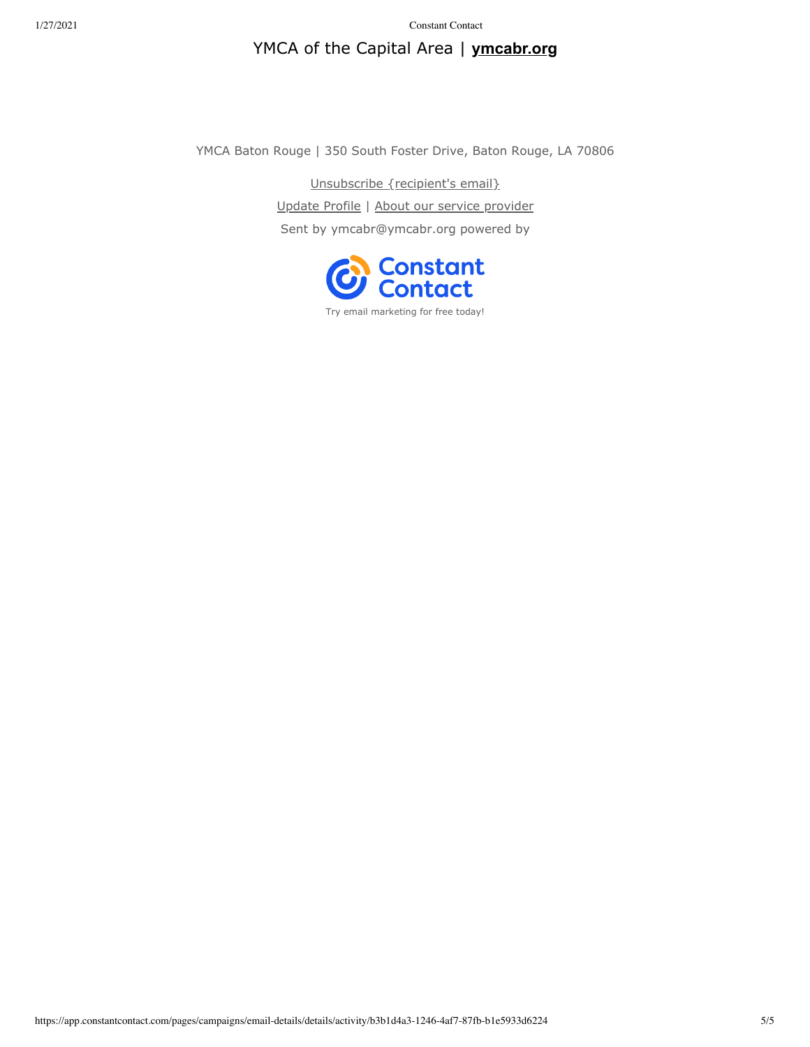YMCA of the Capital Area | **ymcabr.org**

YMCA Baton Rouge | 350 South Foster Drive, Baton Rouge, LA 70806

Unsubscribe {recipient's email}

Update Profile | About our service provider

Sent by ymcabr@ymcabr.org powered by

Constant Contact

Try email marketing for free today!